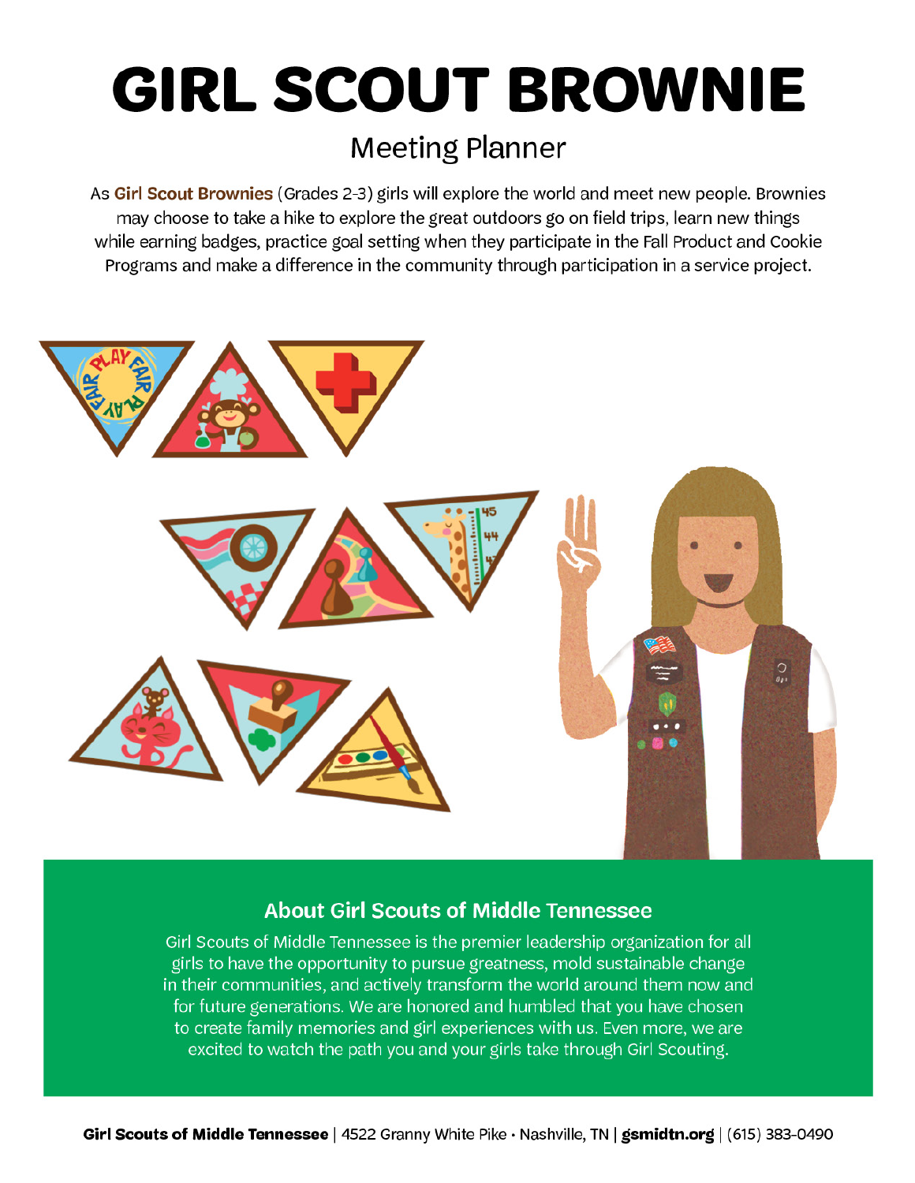# GIRL SCOUT BROWNIE

## Meeting Planner

As **Girl Scout Brownies** (Grades 2-3) girls will explore the world and meet new people. Brownies may choose to take a hike to explore the great outdoors go on field trips, learn new things while earning badges, practice goal setting when they participate in the Fall Product and Cookie Programs and make a difference in the community through participation in a service project.

### About Girl Scouts of Middle Tennessee

Girl Scouts of Middle Tennessee is the premier leadership organization for all girls to have the opportunity to pursue greatness, mold sustainable change in their communities, and actively transform the world around them now and for future generations. We are honored and humbled that you have chosen to create family memories and girl experiences with us. Even more, we are excited to watch the path you and your girls take through Girl Scouting.

**Girl Scouts of Middle Tennessee** | 4522 Granny White Pike · Nashville, TN | **gsmidtn.org** | (615) 383-0490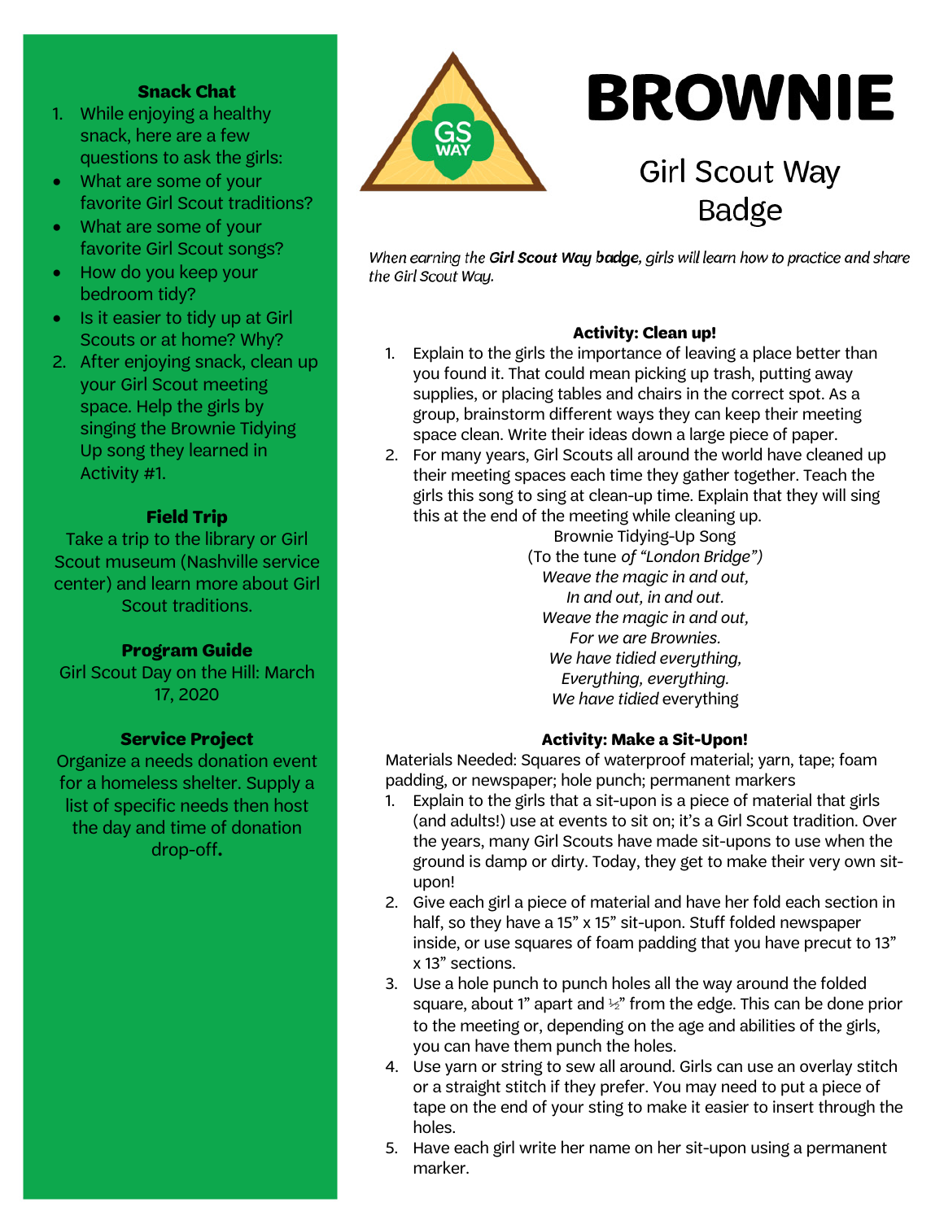# BROWNIE

## Girl Scout Way Badge

*When earning the **Girl Scout Way badge**, girls will learn how to practice and share the Girl Scout Way.*

### Activity: Clean up!

1. Explain to the girls the importance of leaving a place better than you found it. That could mean picking up trash, putting away supplies, or placing tables and chairs in the correct spot. As a group, brainstorm different ways they can keep their meeting space clean. Write their ideas down a large piece of paper.
2. For many years, Girl Scouts all around the world have cleaned up their meeting spaces each time they gather together. Teach the girls this song to sing at clean-up time. Explain that they will sing this at the end of the meeting while cleaning up.

Brownie Tidying-Up Song
(To the tune *of "London Bridge")*
*Weave the magic in and out,*
*In and out, in and out.*
*Weave the magic in and out,*
*For we are Brownies.*
*We have tidied everything,*
*Everything, everything.*
*We have tidied* everything

### Activity: Make a Sit-Upon!

Materials Needed: Squares of waterproof material; yarn, tape; foam padding, or newspaper; hole punch; permanent markers

1. Explain to the girls that a sit-upon is a piece of material that girls (and adults!) use at events to sit on; it's a Girl Scout tradition. Over the years, many Girl Scouts have made sit-upons to use when the ground is damp or dirty. Today, they get to make their very own sit-upon!
2. Give each girl a piece of material and have her fold each section in half, so they have a 15" x 15" sit-upon. Stuff folded newspaper inside, or use squares of foam padding that you have precut to 13" x 13" sections.
3. Use a hole punch to punch holes all the way around the folded square, about 1" apart and ½" from the edge. This can be done prior to the meeting or, depending on the age and abilities of the girls, you can have them punch the holes.
4. Use yarn or string to sew all around. Girls can use an overlay stitch or a straight stitch if they prefer. You may need to put a piece of tape on the end of your sting to make it easier to insert through the holes.
5. Have each girl write her name on her sit-upon using a permanent marker.

### Snack Chat

1. While enjoying a healthy snack, here are a few questions to ask the girls:
   - What are some of your favorite Girl Scout traditions?
   - What are some of your favorite Girl Scout songs?
   - How do you keep your bedroom tidy?
   - Is it easier to tidy up at Girl Scouts or at home? Why?
2. After enjoying snack, clean up your Girl Scout meeting space. Help the girls by singing the Brownie Tidying Up song they learned in Activity #1.

### Field Trip

Take a trip to the library or Girl Scout museum (Nashville service center) and learn more about Girl Scout traditions.

### Program Guide

Girl Scout Day on the Hill: March 17, 2020

### Service Project

Organize a needs donation event for a homeless shelter. Supply a list of specific needs then host the day and time of donation drop-off.